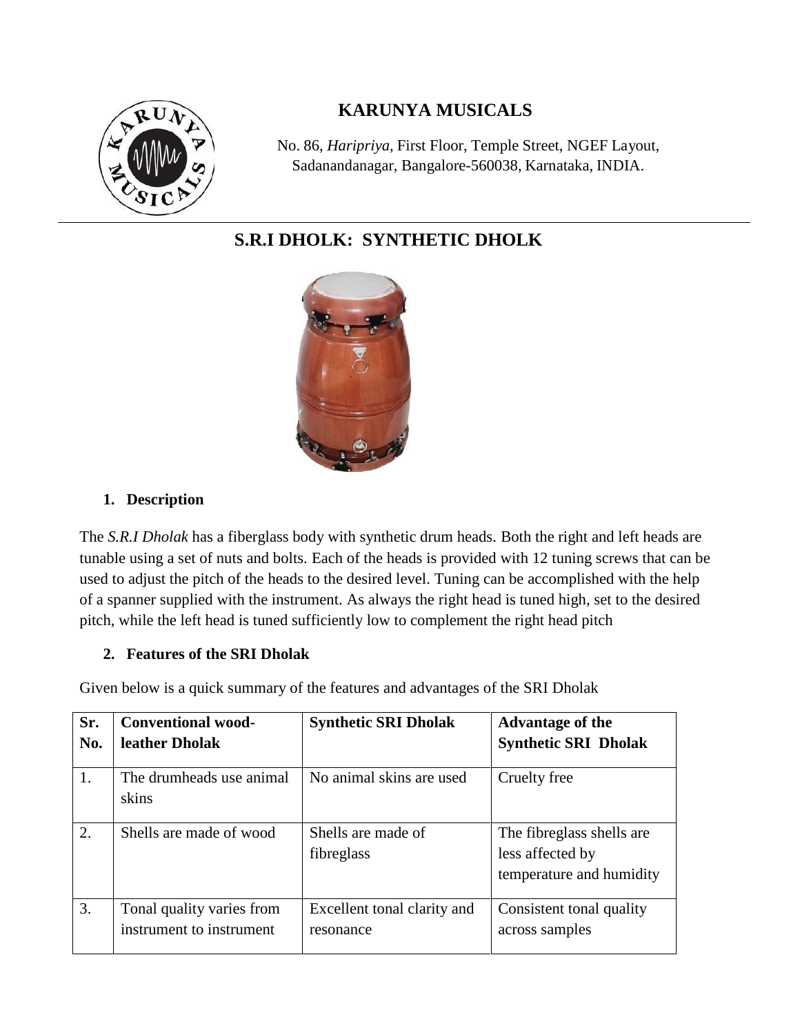# KARUNYA MUSICALS

No. 86, *Haripriya*, First Floor, Temple Street, NGEF Layout, Sadanandanagar, Bangalore-560038, Karnataka, INDIA.

## S.R.I DHOLK: SYNTHETIC DHOLK

### 1. Description

The *S.R.I Dholak* has a fiberglass body with synthetic drum heads. Both the right and left heads are tunable using a set of nuts and bolts. Each of the heads is provided with 12 tuning screws that can be used to adjust the pitch of the heads to the desired level. Tuning can be accomplished with the help of a spanner supplied with the instrument. As always the right head is tuned high, set to the desired pitch, while the left head is tuned sufficiently low to complement the right head pitch

### 2. Features of the SRI Dholak

Given below is a quick summary of the features and advantages of the SRI Dholak

| Sr. No. | Conventional wood-leather Dholak | Synthetic SRI Dholak | Advantage of the Synthetic SRI Dholak |
|---|---|---|---|
| 1. | The drumheads use animal skins | No animal skins are used | Cruelty free |
| 2. | Shells are made of wood | Shells are made of fibreglass | The fibreglass shells are less affected by temperature and humidity |
| 3. | Tonal quality varies from instrument to instrument | Excellent tonal clarity and resonance | Consistent tonal quality across samples |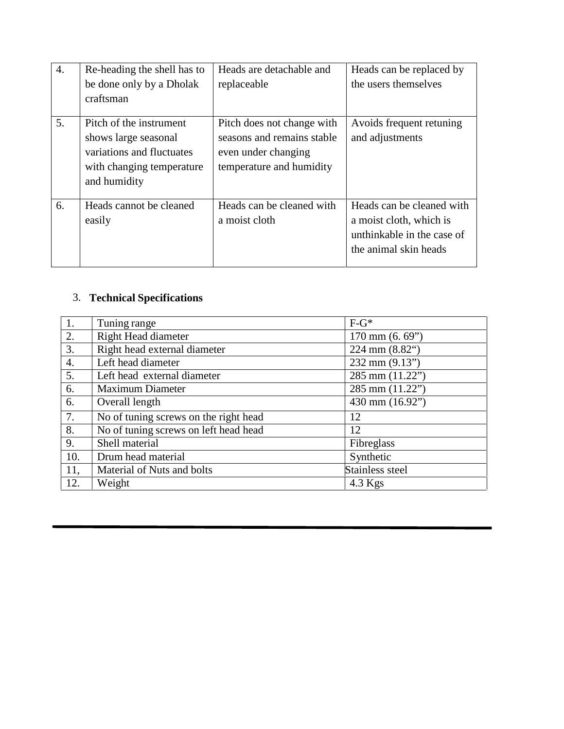| | | | |
|---|---|---|---|
| 4. | Re-heading the shell has to be done only by a Dholak craftsman | Heads are detachable and replaceable | Heads can be replaced by the users themselves |
| 5. | Pitch of the instrument shows large seasonal variations and fluctuates with changing temperature and humidity | Pitch does not change with seasons and remains stable even under changing temperature and humidity | Avoids frequent retuning and adjustments |
| 6. | Heads cannot be cleaned easily | Heads can be cleaned with a moist cloth | Heads can be cleaned with a moist cloth, which is unthinkable in the case of the animal skin heads |

3. **Technical Specifications**

| | | |
|---|---|---|
| 1. | Tuning range | F-G* |
| 2. | Right Head diameter | 170 mm (6. 69”) |
| 3. | Right head external diameter | 224 mm (8.82“) |
| 4. | Left head diameter | 232 mm (9.13”) |
| 5. | Left head external diameter | 285 mm (11.22”) |
| 6. | Maximum Diameter | 285 mm (11.22”) |
| 6. | Overall length | 430 mm (16.92”) |
| 7. | No of tuning screws on the right head | 12 |
| 8. | No of tuning screws on left head head | 12 |
| 9. | Shell material | Fibreglass |
| 10. | Drum head material | Synthetic |
| 11, | Material of Nuts and bolts | Stainless steel |
| 12. | Weight | 4.3 Kgs |